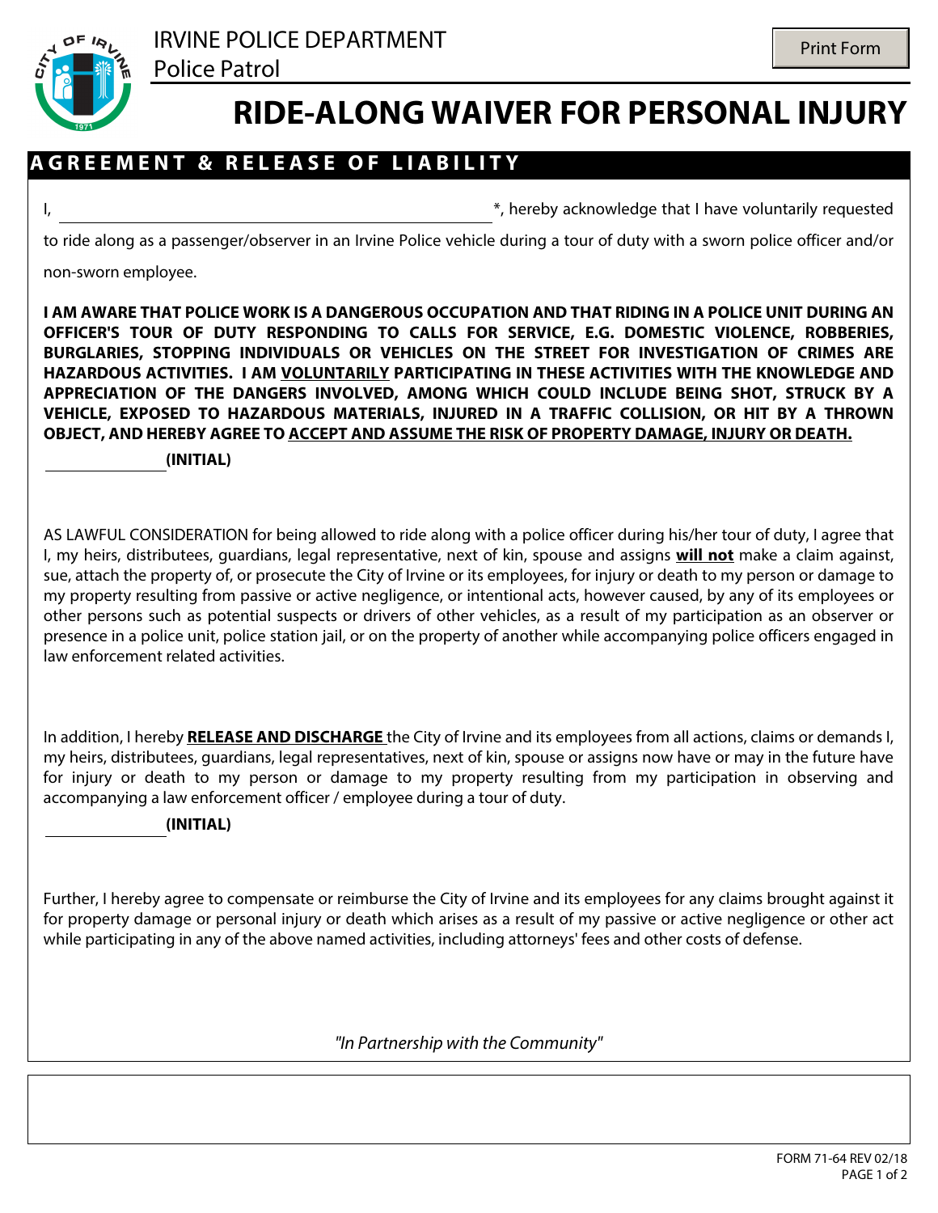IRVINE POLICE DEPARTMENT
Police Patrol

# RIDE-ALONG WAIVER FOR PERSONAL INJURY

## AGREEMENT & RELEASE OF LIABILITY

I, ______________________________*, hereby acknowledge that I have voluntarily requested to ride along as a passenger/observer in an Irvine Police vehicle during a tour of duty with a sworn police officer and/or non-sworn employee.

**I AM AWARE THAT POLICE WORK IS A DANGEROUS OCCUPATION AND THAT RIDING IN A POLICE UNIT DURING AN OFFICER'S TOUR OF DUTY RESPONDING TO CALLS FOR SERVICE, E.G. DOMESTIC VIOLENCE, ROBBERIES, BURGLARIES, STOPPING INDIVIDUALS OR VEHICLES ON THE STREET FOR INVESTIGATION OF CRIMES ARE HAZARDOUS ACTIVITIES. I AM <u>VOLUNTARILY</u> PARTICIPATING IN THESE ACTIVITIES WITH THE KNOWLEDGE AND APPRECIATION OF THE DANGERS INVOLVED, AMONG WHICH COULD INCLUDE BEING SHOT, STRUCK BY A VEHICLE, EXPOSED TO HAZARDOUS MATERIALS, INJURED IN A TRAFFIC COLLISION, OR HIT BY A THROWN OBJECT, AND HEREBY AGREE TO <u>ACCEPT AND ASSUME THE RISK OF PROPERTY DAMAGE, INJURY OR DEATH.</u>**

__________ **(INITIAL)**

AS LAWFUL CONSIDERATION for being allowed to ride along with a police officer during his/her tour of duty, I agree that I, my heirs, distributees, guardians, legal representative, next of kin, spouse and assigns **<u>will not</u>** make a claim against, sue, attach the property of, or prosecute the City of Irvine or its employees, for injury or death to my person or damage to my property resulting from passive or active negligence, or intentional acts, however caused, by any of its employees or other persons such as potential suspects or drivers of other vehicles, as a result of my participation as an observer or presence in a police unit, police station jail, or on the property of another while accompanying police officers engaged in law enforcement related activities.

In addition, I hereby **<u>RELEASE AND DISCHARGE</u>** the City of Irvine and its employees from all actions, claims or demands I, my heirs, distributees, guardians, legal representatives, next of kin, spouse or assigns now have or may in the future have for injury or death to my person or damage to my property resulting from my participation in observing and accompanying a law enforcement officer / employee during a tour of duty.

__________ **(INITIAL)**

Further, I hereby agree to compensate or reimburse the City of Irvine and its employees for any claims brought against it for property damage or personal injury or death which arises as a result of my passive or active negligence or other act while participating in any of the above named activities, including attorneys' fees and other costs of defense.

*"In Partnership with the Community"*

FORM 71-64 REV 02/18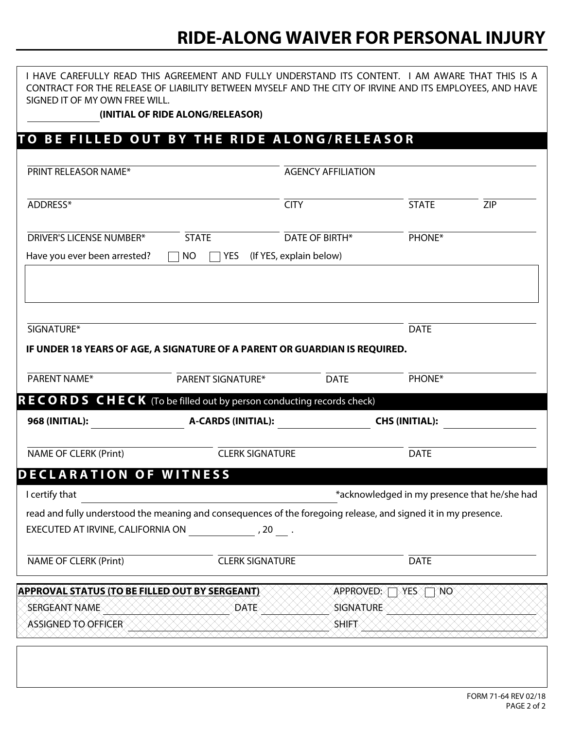# RIDE-ALONG WAIVER FOR PERSONAL INJURY

I HAVE CAREFULLY READ THIS AGREEMENT AND FULLY UNDERSTAND ITS CONTENT. I AM AWARE THAT THIS IS A CONTRACT FOR THE RELEASE OF LIABILITY BETWEEN MYSELF AND THE CITY OF IRVINE AND ITS EMPLOYEES, AND HAVE SIGNED IT OF MY OWN FREE WILL.

______________ **(INITIAL OF RIDE ALONG/RELEASOR)**

## TO BE FILLED OUT BY THE RIDE ALONG/RELEASOR

PRINT RELEASOR NAME* ______________ AGENCY AFFILIATION ______________

ADDRESS* ______________ CITY ______________ STATE ______ ZIP ______

DRIVER'S LICENSE NUMBER* ______________ STATE ______ DATE OF BIRTH* ______________ PHONE* ______________

Have you ever been arrested? ☐ NO ☐ YES (If YES, explain below)

SIGNATURE* ______________ DATE ______________

**IF UNDER 18 YEARS OF AGE, A SIGNATURE OF A PARENT OR GUARDIAN IS REQUIRED.**

PARENT NAME* ______________ PARENT SIGNATURE* ______________ DATE ______________ PHONE* ______________

## RECORDS CHECK (To be filled out by person conducting records check)

**968 (INITIAL):** ______________ **A-CARDS (INITIAL):** ______________ **CHS (INITIAL):** ______________

NAME OF CLERK (Print) ______________ CLERK SIGNATURE ______________ DATE ______________

## DECLARATION OF WITNESS

I certify that ______________ *acknowledged in my presence that he/she had read and fully understood the meaning and consequences of the foregoing release, and signed it in my presence.

EXECUTED AT IRVINE, CALIFORNIA ON ______________ , 20 ___ .

NAME OF CLERK (Print) ______________ CLERK SIGNATURE ______________ DATE ______________

**APPROVAL STATUS (TO BE FILLED OUT BY SERGEANT)** APPROVED: ☐ YES ☐ NO

SERGEANT NAME ______________ DATE ______________ SIGNATURE ______________

ASSIGNED TO OFFICER ______________ SHIFT ______________

FORM 71-64 REV 02/18